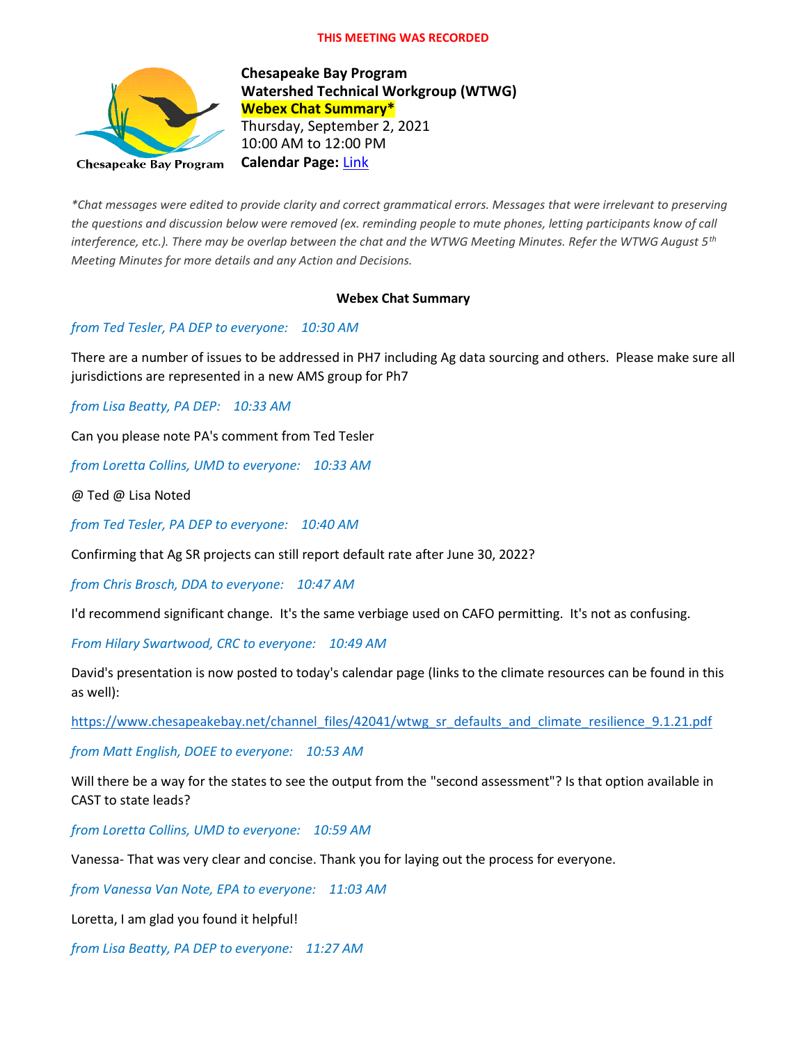**THIS MEETING WAS RECORDED**

**Chesapeake Bay Program**
**Watershed Technical Workgroup (WTWG)**
**Webex Chat Summary***
Thursday, September 2, 2021
10:00 AM to 12:00 PM
**Calendar Page:** Link

*\*Chat messages were edited to provide clarity and correct grammatical errors. Messages that were irrelevant to preserving the questions and discussion below were removed (ex. reminding people to mute phones, letting participants know of call interference, etc.). There may be overlap between the chat and the WTWG Meeting Minutes. Refer the WTWG August 5th Meeting Minutes for more details and any Action and Decisions.*

## Webex Chat Summary

*from Ted Tesler, PA DEP to everyone: 10:30 AM*

There are a number of issues to be addressed in PH7 including Ag data sourcing and others. Please make sure all jurisdictions are represented in a new AMS group for Ph7

*from Lisa Beatty, PA DEP: 10:33 AM*

Can you please note PA's comment from Ted Tesler

*from Loretta Collins, UMD to everyone: 10:33 AM*

@ Ted @ Lisa Noted

*from Ted Tesler, PA DEP to everyone: 10:40 AM*

Confirming that Ag SR projects can still report default rate after June 30, 2022?

*from Chris Brosch, DDA to everyone: 10:47 AM*

I'd recommend significant change. It's the same verbiage used on CAFO permitting. It's not as confusing.

*From Hilary Swartwood, CRC to everyone: 10:49 AM*

David's presentation is now posted to today's calendar page (links to the climate resources can be found in this as well):

https://www.chesapeakebay.net/channel_files/42041/wtwg_sr_defaults_and_climate_resilience_9.1.21.pdf

*from Matt English, DOEE to everyone: 10:53 AM*

Will there be a way for the states to see the output from the "second assessment"? Is that option available in CAST to state leads?

*from Loretta Collins, UMD to everyone: 10:59 AM*

Vanessa- That was very clear and concise. Thank you for laying out the process for everyone.

*from Vanessa Van Note, EPA to everyone: 11:03 AM*

Loretta, I am glad you found it helpful!

*from Lisa Beatty, PA DEP to everyone: 11:27 AM*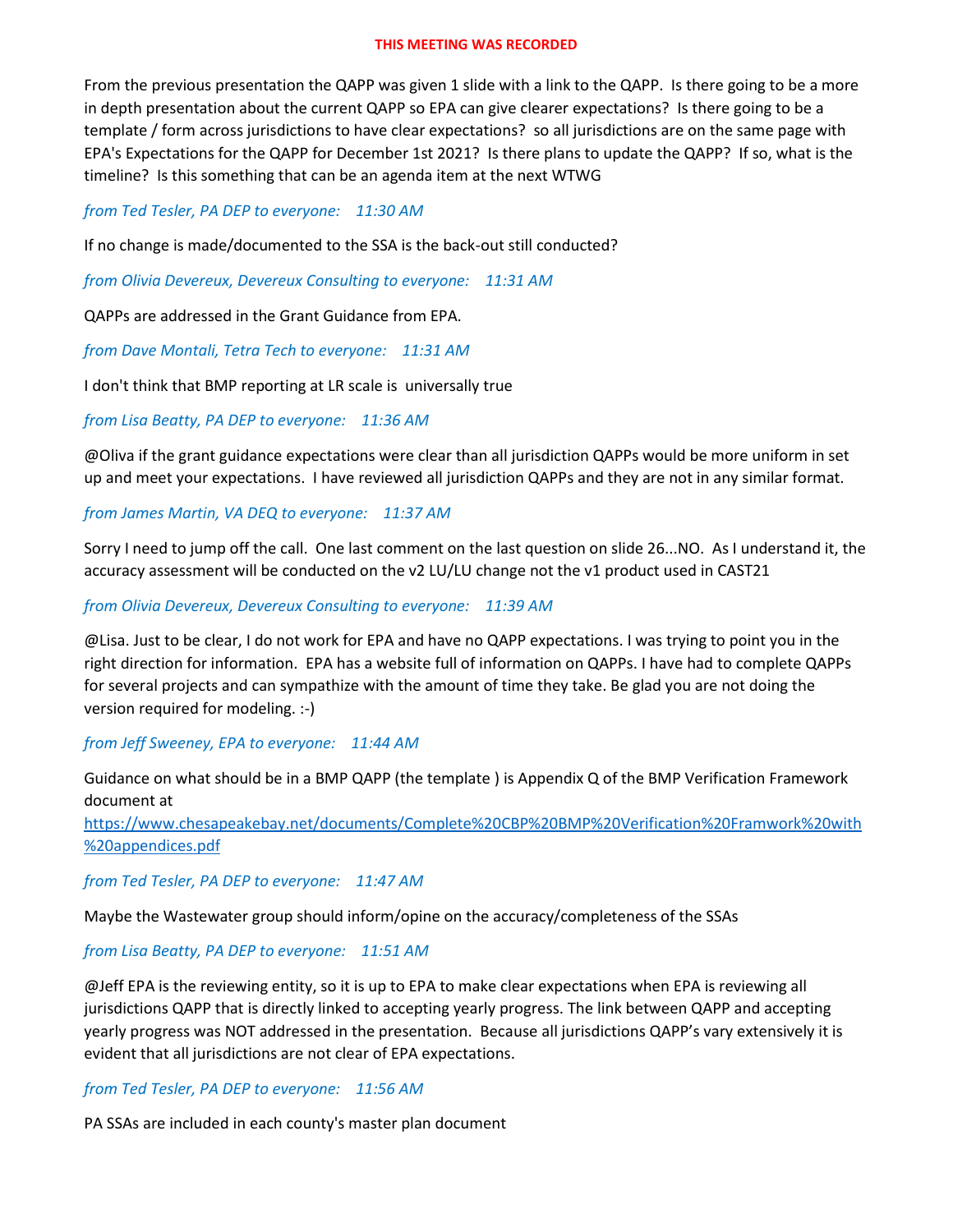**THIS MEETING WAS RECORDED**

From the previous presentation the QAPP was given 1 slide with a link to the QAPP. Is there going to be a more in depth presentation about the current QAPP so EPA can give clearer expectations? Is there going to be a template / form across jurisdictions to have clear expectations? so all jurisdictions are on the same page with EPA's Expectations for the QAPP for December 1st 2021? Is there plans to update the QAPP? If so, what is the timeline? Is this something that can be an agenda item at the next WTWG

*from Ted Tesler, PA DEP to everyone: 11:30 AM*

If no change is made/documented to the SSA is the back-out still conducted?

*from Olivia Devereux, Devereux Consulting to everyone: 11:31 AM*

QAPPs are addressed in the Grant Guidance from EPA.

*from Dave Montali, Tetra Tech to everyone: 11:31 AM*

I don't think that BMP reporting at LR scale is universally true

*from Lisa Beatty, PA DEP to everyone: 11:36 AM*

@Oliva if the grant guidance expectations were clear than all jurisdiction QAPPs would be more uniform in set up and meet your expectations. I have reviewed all jurisdiction QAPPs and they are not in any similar format.

*from James Martin, VA DEQ to everyone: 11:37 AM*

Sorry I need to jump off the call. One last comment on the last question on slide 26...NO. As I understand it, the accuracy assessment will be conducted on the v2 LU/LU change not the v1 product used in CAST21

*from Olivia Devereux, Devereux Consulting to everyone: 11:39 AM*

@Lisa. Just to be clear, I do not work for EPA and have no QAPP expectations. I was trying to point you in the right direction for information. EPA has a website full of information on QAPPs. I have had to complete QAPPs for several projects and can sympathize with the amount of time they take. Be glad you are not doing the version required for modeling. :-)

*from Jeff Sweeney, EPA to everyone: 11:44 AM*

Guidance on what should be in a BMP QAPP (the template ) is Appendix Q of the BMP Verification Framework document at https://www.chesapeakebay.net/documents/Complete%20CBP%20BMP%20Verification%20Framwork%20with%20appendices.pdf

*from Ted Tesler, PA DEP to everyone: 11:47 AM*

Maybe the Wastewater group should inform/opine on the accuracy/completeness of the SSAs

*from Lisa Beatty, PA DEP to everyone: 11:51 AM*

@Jeff EPA is the reviewing entity, so it is up to EPA to make clear expectations when EPA is reviewing all jurisdictions QAPP that is directly linked to accepting yearly progress. The link between QAPP and accepting yearly progress was NOT addressed in the presentation. Because all jurisdictions QAPP's vary extensively it is evident that all jurisdictions are not clear of EPA expectations.

*from Ted Tesler, PA DEP to everyone: 11:56 AM*

PA SSAs are included in each county's master plan document